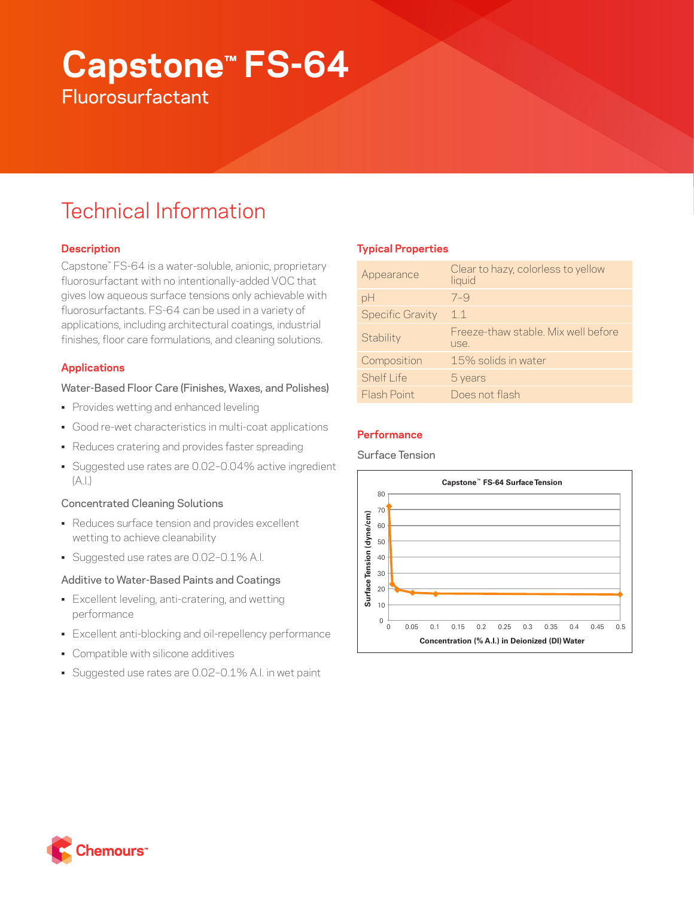# Capstone™ FS-64

Fluorosurfactant

## Technical Information

### Description

Capstone™ FS-64 is a water-soluble, anionic, proprietary fluorosurfactant with no intentionally-added VOC that gives low aqueous surface tensions only achievable with fluorosurfactants. FS-64 can be used in a variety of applications, including architectural coatings, industrial finishes, floor care formulations, and cleaning solutions.

### Applications

Water-Based Floor Care (Finishes, Waxes, and Polishes)

- Provides wetting and enhanced leveling
- Good re-wet characteristics in multi-coat applications
- Reduces cratering and provides faster spreading
- Suggested use rates are 0.02–0.04% active ingredient (A.I.)

Concentrated Cleaning Solutions

- Reduces surface tension and provides excellent wetting to achieve cleanability
- Suggested use rates are 0.02–0.1% A.I.

Additive to Water-Based Paints and Coatings

- Excellent leveling, anti-cratering, and wetting performance
- Excellent anti-blocking and oil-repellency performance
- Compatible with silicone additives
- Suggested use rates are 0.02–0.1% A.I. in wet paint

### Typical Properties

| Property | Value |
|---|---|
| Appearance | Clear to hazy, colorless to yellow liquid |
| pH | 7–9 |
| Specific Gravity | 1.1 |
| Stability | Freeze-thaw stable. Mix well before use. |
| Composition | 15% solids in water |
| Shelf Life | 5 years |
| Flash Point | Does not flash |

### Performance

Surface Tension

Capstone™ FS-64 Surface Tension

Surface Tension (dyne/cm) vs. Concentration (% A.I.) in Deionized (DI) Water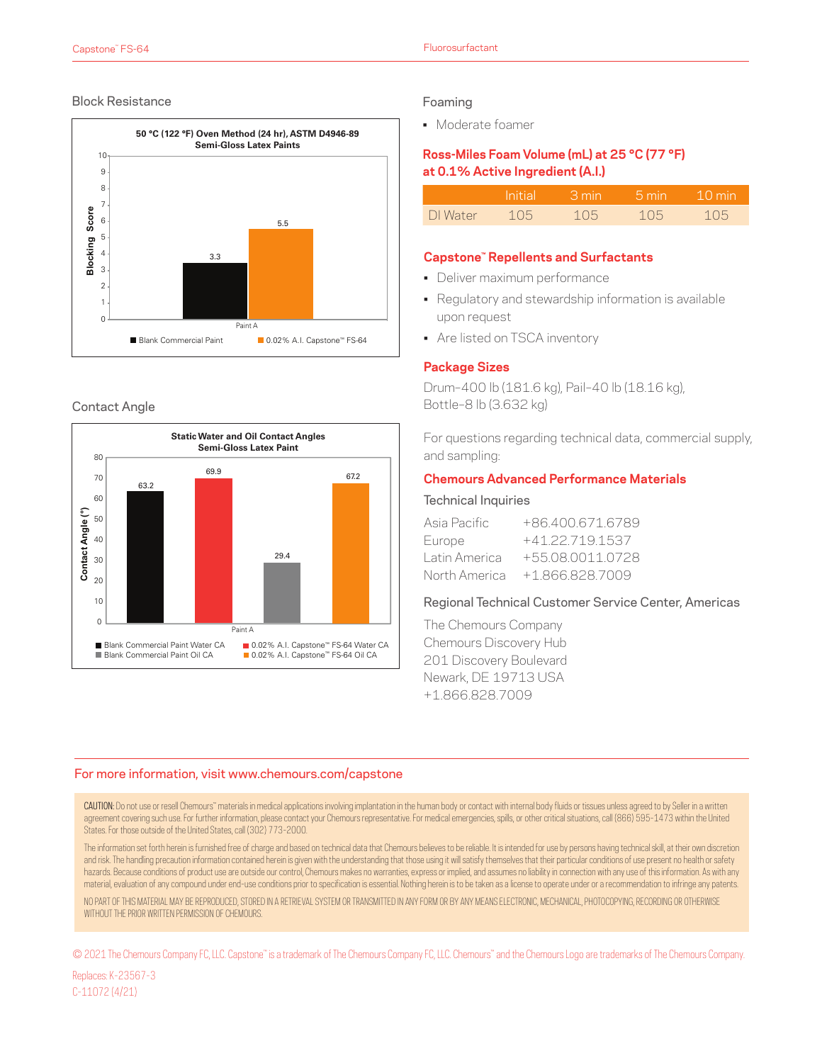## Block Resistance

50 °C (122 °F) Oven Method (24 hr), ASTM D4946-89
Semi-Gloss Latex Paints

Blocking Score

10
9
8
7
6
5
4
3
2
1
0

3.3
5.5

Paint A

Blank Commercial Paint
0.02% A.I. Capstone™ FS-64

## Contact Angle

Static Water and Oil Contact Angles
Semi-Gloss Latex Paint

Contact Angle (°)

80
70
60
50
40
30
20
10
0

63.2
69.9
29.4
67.2

Paint A

Blank Commercial Paint Water CA
Blank Commercial Paint Oil CA
0.02% A.I. Capstone™ FS-64 Water CA
0.02% A.I. Capstone™ FS-64 Oil CA

## Foaming

- Moderate foamer

### Ross-Miles Foam Volume (mL) at 25 °C (77 °F) at 0.1% Active Ingredient (A.I.)

| | Initial | 3 min | 5 min | 10 min |
|---|---|---|---|---|
| DI Water | 105 | 105 | 105 | 105 |

### Capstone™ Repellents and Surfactants

- Deliver maximum performance
- Regulatory and stewardship information is available upon request
- Are listed on TSCA inventory

### Package Sizes

Drum–400 lb (181.6 kg), Pail–40 lb (18.16 kg), Bottle–8 lb (3.632 kg)

For questions regarding technical data, commercial supply, and sampling:

### Chemours Advanced Performance Materials

Technical Inquiries

| | |
|---|---|
| Asia Pacific | +86.400.671.6789 |
| Europe | +41.22.719.1537 |
| Latin America | +55.08.0011.0728 |
| North America | +1.866.828.7009 |

Regional Technical Customer Service Center, Americas

The Chemours Company
Chemours Discovery Hub
201 Discovery Boulevard
Newark, DE 19713 USA
+1.866.828.7009

For more information, visit www.chemours.com/capstone

CAUTION: Do not use or resell Chemours™ materials in medical applications involving implantation in the human body or contact with internal body fluids or tissues unless agreed to by Seller in a written agreement covering such use. For further information, please contact your Chemours representative. For medical emergencies, spills, or other critical situations, call (866) 595-1473 within the United States. For those outside of the United States, call (302) 773-2000.

The information set forth herein is furnished free of charge and based on technical data that Chemours believes to be reliable. It is intended for use by persons having technical skill, at their own discretion and risk. The handling precaution information contained herein is given with the understanding that those using it will satisfy themselves that their particular conditions of use present no health or safety hazards. Because conditions of product use are outside our control, Chemours makes no warranties, express or implied, and assumes no liability in connection with any use of this information. As with any material, evaluation of any compound under end-use conditions prior to specification is essential. Nothing herein is to be taken as a license to operate under or a recommendation to infringe any patents.

NO PART OF THIS MATERIAL MAY BE REPRODUCED, STORED IN A RETRIEVAL SYSTEM OR TRANSMITTED IN ANY FORM OR BY ANY MEANS ELECTRONIC, MECHANICAL, PHOTOCOPYING, RECORDING OR OTHERWISE WITHOUT THE PRIOR WRITTEN PERMISSION OF CHEMOURS.

© 2021 The Chemours Company FC, LLC. Capstone™ is a trademark of The Chemours Company FC, LLC. Chemours™ and the Chemours Logo are trademarks of The Chemours Company.

Replaces: K-23567-3
C-11072 (4/21)